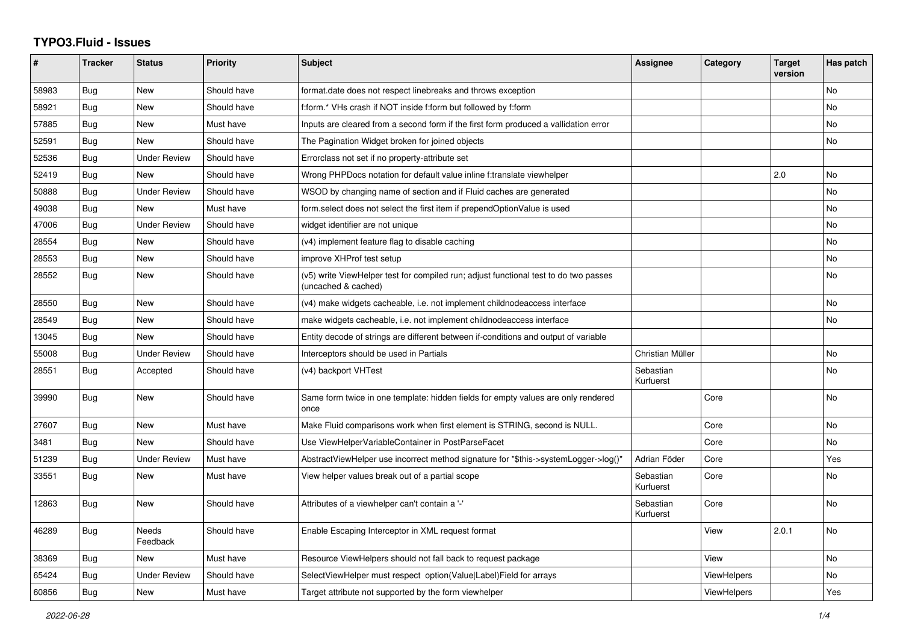# TYPO3.Fluid - Issues

| # | Tracker | Status | Priority | Subject | Assignee | Category | Target version | Has patch |
|---|---|---|---|---|---|---|---|---|
| 58983 | Bug | New | Should have | format.date does not respect linebreaks and throws exception | | | | No |
| 58921 | Bug | New | Should have | f:form.* VHs crash if NOT inside f:form but followed by f:form | | | | No |
| 57885 | Bug | New | Must have | Inputs are cleared from a second form if the first form produced a vallidation error | | | | No |
| 52591 | Bug | New | Should have | The Pagination Widget broken for joined objects | | | | No |
| 52536 | Bug | Under Review | Should have | Errorclass not set if no property-attribute set | | | | |
| 52419 | Bug | New | Should have | Wrong PHPDocs notation for default value inline f:translate viewhelper | | | 2.0 | No |
| 50888 | Bug | Under Review | Should have | WSOD by changing name of section and if Fluid caches are generated | | | | No |
| 49038 | Bug | New | Must have | form.select does not select the first item if prependOptionValue is used | | | | No |
| 47006 | Bug | Under Review | Should have | widget identifier are not unique | | | | No |
| 28554 | Bug | New | Should have | (v4) implement feature flag to disable caching | | | | No |
| 28553 | Bug | New | Should have | improve XHProf test setup | | | | No |
| 28552 | Bug | New | Should have | (v5) write ViewHelper test for compiled run; adjust functional test to do two passes (uncached & cached) | | | | No |
| 28550 | Bug | New | Should have | (v4) make widgets cacheable, i.e. not implement childnodeaccess interface | | | | No |
| 28549 | Bug | New | Should have | make widgets cacheable, i.e. not implement childnodeaccess interface | | | | No |
| 13045 | Bug | New | Should have | Entity decode of strings are different between if-conditions and output of variable | | | | |
| 55008 | Bug | Under Review | Should have | Interceptors should be used in Partials | Christian Müller | | | No |
| 28551 | Bug | Accepted | Should have | (v4) backport VHTest | Sebastian Kurfuerst | | | No |
| 39990 | Bug | New | Should have | Same form twice in one template: hidden fields for empty values are only rendered once | | Core | | No |
| 27607 | Bug | New | Must have | Make Fluid comparisons work when first element is STRING, second is NULL. | | Core | | No |
| 3481 | Bug | New | Should have | Use ViewHelperVariableContainer in PostParseFacet | | Core | | No |
| 51239 | Bug | Under Review | Must have | AbstractViewHelper use incorrect method signature for "$this->systemLogger->log()" | Adrian Föder | Core | | Yes |
| 33551 | Bug | New | Must have | View helper values break out of a partial scope | Sebastian Kurfuerst | Core | | No |
| 12863 | Bug | New | Should have | Attributes of a viewhelper can't contain a '-' | Sebastian Kurfuerst | Core | | No |
| 46289 | Bug | Needs Feedback | Should have | Enable Escaping Interceptor in XML request format | | View | 2.0.1 | No |
| 38369 | Bug | New | Must have | Resource ViewHelpers should not fall back to request package | | View | | No |
| 65424 | Bug | Under Review | Should have | SelectViewHelper must respect option(Value\|Label)Field for arrays | | ViewHelpers | | No |
| 60856 | Bug | New | Must have | Target attribute not supported by the form viewhelper | | ViewHelpers | | Yes |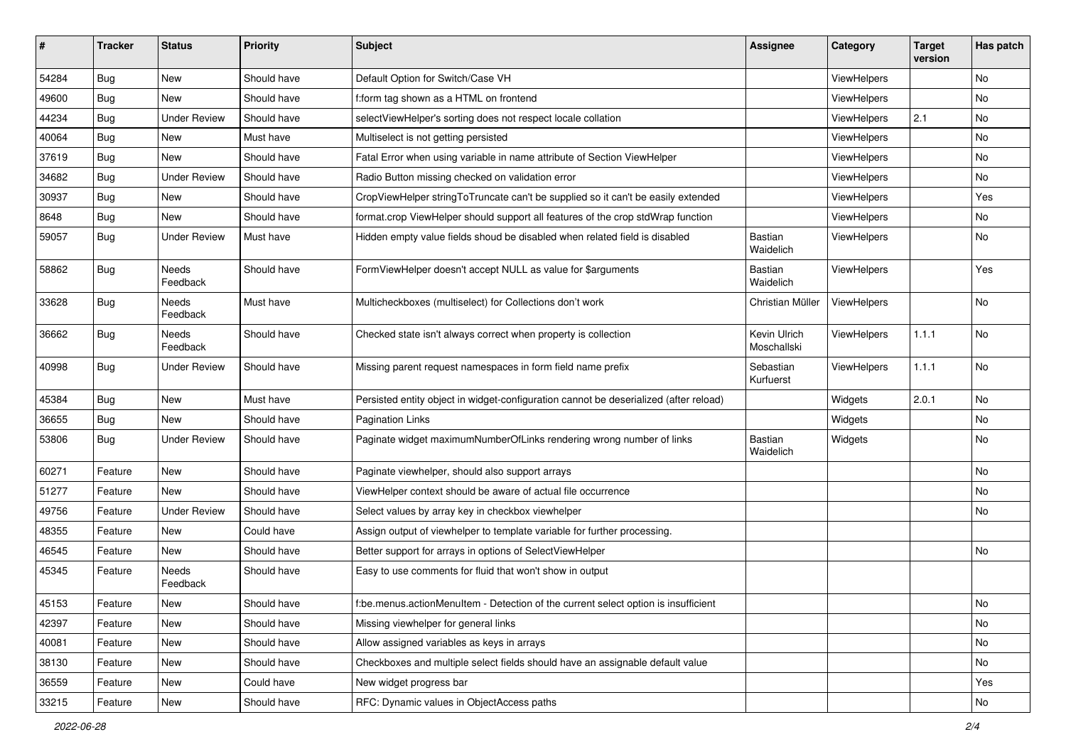| # | Tracker | Status | Priority | Subject | Assignee | Category | Target version | Has patch |
|---|---|---|---|---|---|---|---|---|
| 54284 | Bug | New | Should have | Default Option for Switch/Case VH | | ViewHelpers | | No |
| 49600 | Bug | New | Should have | f:form tag shown as a HTML on frontend | | ViewHelpers | | No |
| 44234 | Bug | Under Review | Should have | selectViewHelper's sorting does not respect locale collation | | ViewHelpers | 2.1 | No |
| 40064 | Bug | New | Must have | Multiselect is not getting persisted | | ViewHelpers | | No |
| 37619 | Bug | New | Should have | Fatal Error when using variable in name attribute of Section ViewHelper | | ViewHelpers | | No |
| 34682 | Bug | Under Review | Should have | Radio Button missing checked on validation error | | ViewHelpers | | No |
| 30937 | Bug | New | Should have | CropViewHelper stringToTruncate can't be supplied so it can't be easily extended | | ViewHelpers | | Yes |
| 8648 | Bug | New | Should have | format.crop ViewHelper should support all features of the crop stdWrap function | | ViewHelpers | | No |
| 59057 | Bug | Under Review | Must have | Hidden empty value fields shoud be disabled when related field is disabled | Bastian Waidelich | ViewHelpers | | No |
| 58862 | Bug | Needs Feedback | Should have | FormViewHelper doesn't accept NULL as value for $arguments | Bastian Waidelich | ViewHelpers | | Yes |
| 33628 | Bug | Needs Feedback | Must have | Multicheckboxes (multiselect) for Collections don't work | Christian Müller | ViewHelpers | | No |
| 36662 | Bug | Needs Feedback | Should have | Checked state isn't always correct when property is collection | Kevin Ulrich Moschallski | ViewHelpers | 1.1.1 | No |
| 40998 | Bug | Under Review | Should have | Missing parent request namespaces in form field name prefix | Sebastian Kurfuerst | ViewHelpers | 1.1.1 | No |
| 45384 | Bug | New | Must have | Persisted entity object in widget-configuration cannot be deserialized (after reload) | | Widgets | 2.0.1 | No |
| 36655 | Bug | New | Should have | Pagination Links | | Widgets | | No |
| 53806 | Bug | Under Review | Should have | Paginate widget maximumNumberOfLinks rendering wrong number of links | Bastian Waidelich | Widgets | | No |
| 60271 | Feature | New | Should have | Paginate viewhelper, should also support arrays | | | | No |
| 51277 | Feature | New | Should have | ViewHelper context should be aware of actual file occurrence | | | | No |
| 49756 | Feature | Under Review | Should have | Select values by array key in checkbox viewhelper | | | | No |
| 48355 | Feature | New | Could have | Assign output of viewhelper to template variable for further processing. | | | | |
| 46545 | Feature | New | Should have | Better support for arrays in options of SelectViewHelper | | | | No |
| 45345 | Feature | Needs Feedback | Should have | Easy to use comments for fluid that won't show in output | | | | |
| 45153 | Feature | New | Should have | f:be.menus.actionMenuItem - Detection of the current select option is insufficient | | | | No |
| 42397 | Feature | New | Should have | Missing viewhelper for general links | | | | No |
| 40081 | Feature | New | Should have | Allow assigned variables as keys in arrays | | | | No |
| 38130 | Feature | New | Should have | Checkboxes and multiple select fields should have an assignable default value | | | | No |
| 36559 | Feature | New | Could have | New widget progress bar | | | | Yes |
| 33215 | Feature | New | Should have | RFC: Dynamic values in ObjectAccess paths | | | | No |

2022-06-28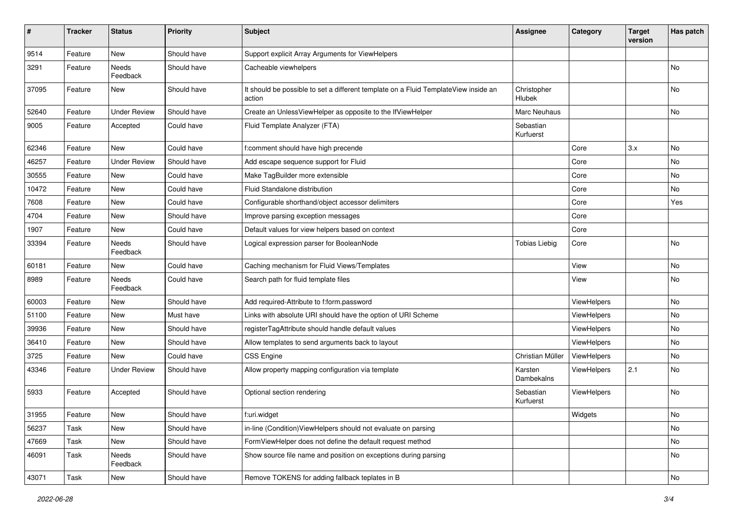| # | Tracker | Status | Priority | Subject | Assignee | Category | Target version | Has patch |
|---|---|---|---|---|---|---|---|---|
| 9514 | Feature | New | Should have | Support explicit Array Arguments for ViewHelpers | | | | |
| 3291 | Feature | Needs Feedback | Should have | Cacheable viewhelpers | | | | No |
| 37095 | Feature | New | Should have | It should be possible to set a different template on a Fluid TemplateView inside an action | Christopher Hlubek | | | No |
| 52640 | Feature | Under Review | Should have | Create an UnlessViewHelper as opposite to the IfViewHelper | Marc Neuhaus | | | No |
| 9005 | Feature | Accepted | Could have | Fluid Template Analyzer (FTA) | Sebastian Kurfuerst | | | |
| 62346 | Feature | New | Could have | f:comment should have high precende | | Core | 3.x | No |
| 46257 | Feature | Under Review | Should have | Add escape sequence support for Fluid | | Core | | No |
| 30555 | Feature | New | Could have | Make TagBuilder more extensible | | Core | | No |
| 10472 | Feature | New | Could have | Fluid Standalone distribution | | Core | | No |
| 7608 | Feature | New | Could have | Configurable shorthand/object accessor delimiters | | Core | | Yes |
| 4704 | Feature | New | Should have | Improve parsing exception messages | | Core | | |
| 1907 | Feature | New | Could have | Default values for view helpers based on context | | Core | | |
| 33394 | Feature | Needs Feedback | Should have | Logical expression parser for BooleanNode | Tobias Liebig | Core | | No |
| 60181 | Feature | New | Could have | Caching mechanism for Fluid Views/Templates | | View | | No |
| 8989 | Feature | Needs Feedback | Could have | Search path for fluid template files | | View | | No |
| 60003 | Feature | New | Should have | Add required-Attribute to f:form.password | | ViewHelpers | | No |
| 51100 | Feature | New | Must have | Links with absolute URI should have the option of URI Scheme | | ViewHelpers | | No |
| 39936 | Feature | New | Should have | registerTagAttribute should handle default values | | ViewHelpers | | No |
| 36410 | Feature | New | Should have | Allow templates to send arguments back to layout | | ViewHelpers | | No |
| 3725 | Feature | New | Could have | CSS Engine | Christian Müller | ViewHelpers | | No |
| 43346 | Feature | Under Review | Should have | Allow property mapping configuration via template | Karsten Dambekalns | ViewHelpers | 2.1 | No |
| 5933 | Feature | Accepted | Should have | Optional section rendering | Sebastian Kurfuerst | ViewHelpers | | No |
| 31955 | Feature | New | Should have | f:uri.widget | | Widgets | | No |
| 56237 | Task | New | Should have | in-line (Condition)ViewHelpers should not evaluate on parsing | | | | No |
| 47669 | Task | New | Should have | FormViewHelper does not define the default request method | | | | No |
| 46091 | Task | Needs Feedback | Should have | Show source file name and position on exceptions during parsing | | | | No |
| 43071 | Task | New | Should have | Remove TOKENS for adding fallback teplates in B | | | | No |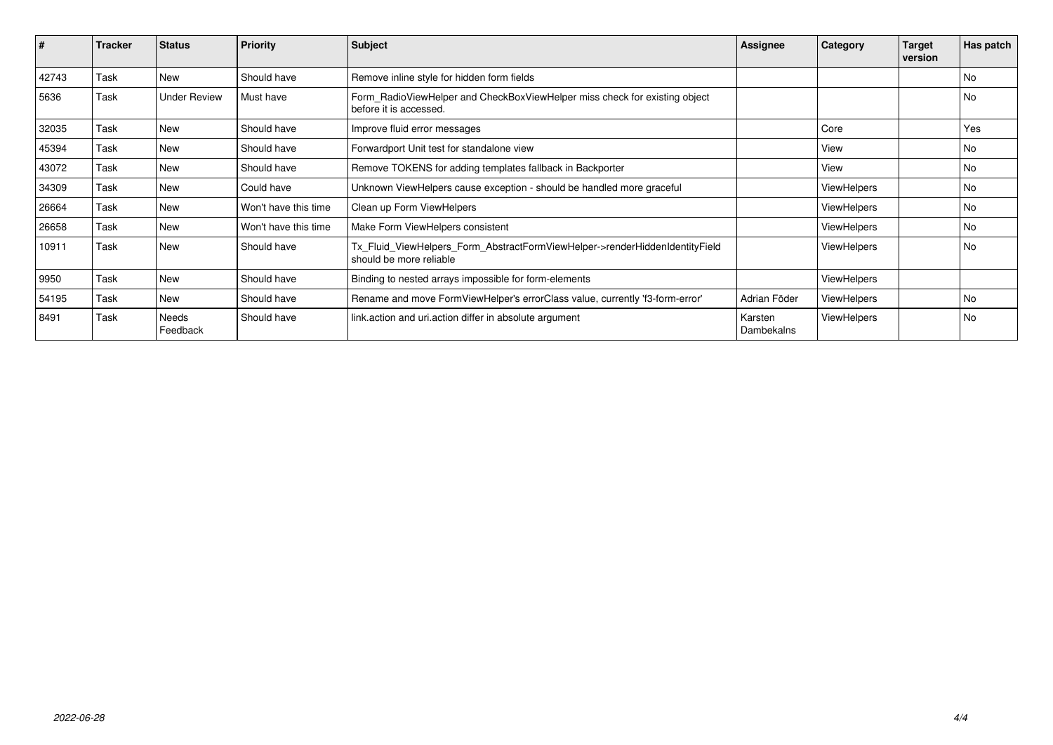| # | Tracker | Status | Priority | Subject | Assignee | Category | Target version | Has patch |
|---|---|---|---|---|---|---|---|---|
| 42743 | Task | New | Should have | Remove inline style for hidden form fields | | | | No |
| 5636 | Task | Under Review | Must have | Form_RadioViewHelper and CheckBoxViewHelper miss check for existing object before it is accessed. | | | | No |
| 32035 | Task | New | Should have | Improve fluid error messages | | Core | | Yes |
| 45394 | Task | New | Should have | Forwardport Unit test for standalone view | | View | | No |
| 43072 | Task | New | Should have | Remove TOKENS for adding templates fallback in Backporter | | View | | No |
| 34309 | Task | New | Could have | Unknown ViewHelpers cause exception - should be handled more graceful | | ViewHelpers | | No |
| 26664 | Task | New | Won't have this time | Clean up Form ViewHelpers | | ViewHelpers | | No |
| 26658 | Task | New | Won't have this time | Make Form ViewHelpers consistent | | ViewHelpers | | No |
| 10911 | Task | New | Should have | Tx_Fluid_ViewHelpers_Form_AbstractFormViewHelper->renderHiddenIdentityField should be more reliable | | ViewHelpers | | No |
| 9950 | Task | New | Should have | Binding to nested arrays impossible for form-elements | | ViewHelpers | | |
| 54195 | Task | New | Should have | Rename and move FormViewHelper's errorClass value, currently 'f3-form-error' | Adrian Föder | ViewHelpers | | No |
| 8491 | Task | Needs Feedback | Should have | link.action and uri.action differ in absolute argument | Karsten Dambekalns | ViewHelpers | | No |

*2022-06-28*